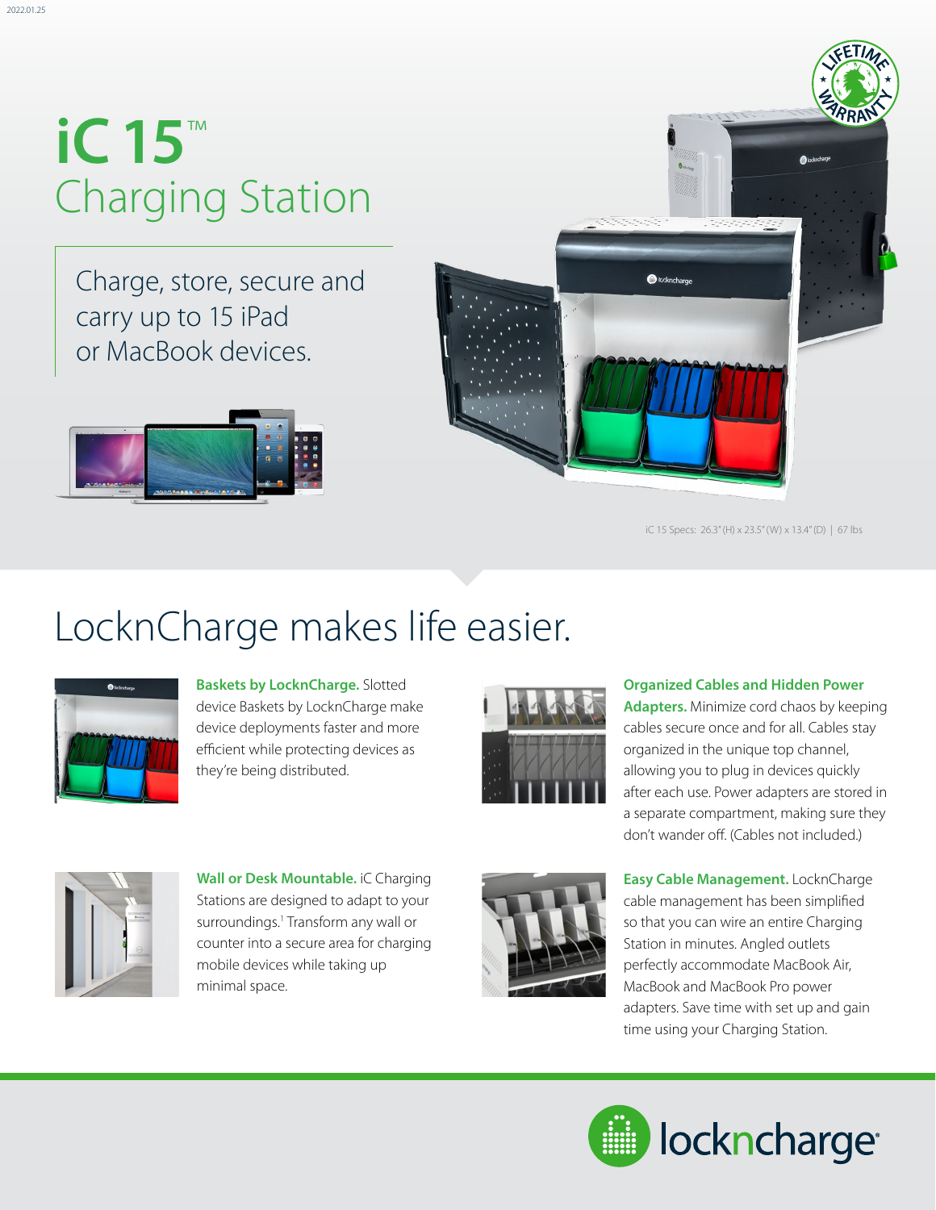2022.01.25

# iC 15™ Charging Station

Charge, store, secure and carry up to 15 iPad or MacBook devices.

iC 15 Specs: 26.3" (H) x 23.5" (W) x 13.4" (D) | 67 lbs

## LocknCharge makes life easier.

**Baskets by LocknCharge.** Slotted device Baskets by LocknCharge make device deployments faster and more efficient while protecting devices as they're being distributed.

**Organized Cables and Hidden Power Adapters.** Minimize cord chaos by keeping cables secure once and for all. Cables stay organized in the unique top channel, allowing you to plug in devices quickly after each use. Power adapters are stored in a separate compartment, making sure they don't wander off. (Cables not included.)

**Wall or Desk Mountable.** iC Charging Stations are designed to adapt to your surroundings.[1] Transform any wall or counter into a secure area for charging mobile devices while taking up minimal space.

**Easy Cable Management.** LocknCharge cable management has been simplified so that you can wire an entire Charging Station in minutes. Angled outlets perfectly accommodate MacBook Air, MacBook and MacBook Pro power adapters. Save time with set up and gain time using your Charging Station.

locknCharge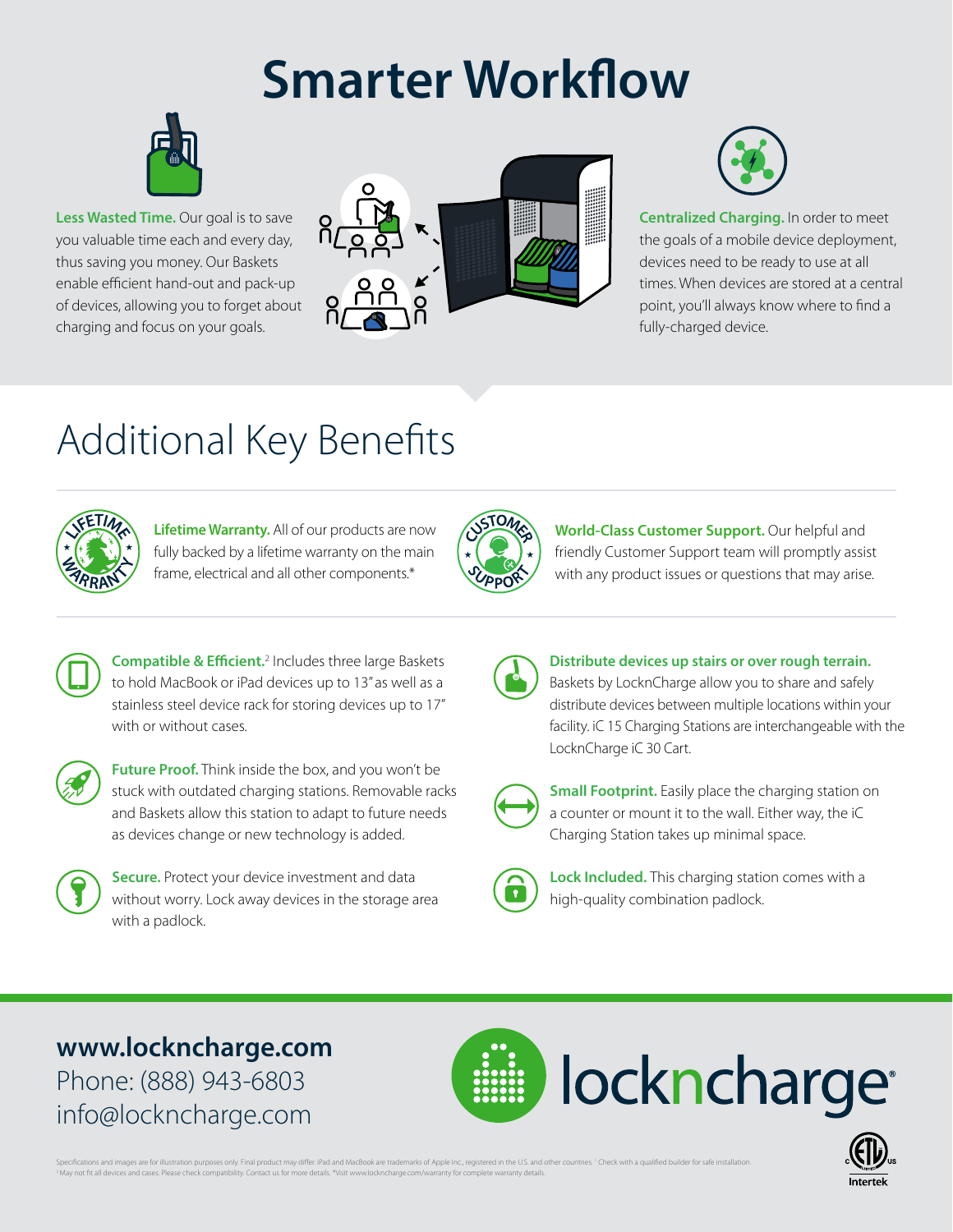# Smarter Workflow

**Less Wasted Time.** Our goal is to save you valuable time each and every day, thus saving you money. Our Baskets enable efficient hand-out and pack-up of devices, allowing you to forget about charging and focus on your goals.

**Centralized Charging.** In order to meet the goals of a mobile device deployment, devices need to be ready to use at all times. When devices are stored at a central point, you'll always know where to find a fully-charged device.

# Additional Key Benefits

**Lifetime Warranty.** All of our products are now fully backed by a lifetime warranty on the main frame, electrical and all other components.*

**World-Class Customer Support.** Our helpful and friendly Customer Support team will promptly assist with any product issues or questions that may arise.

**Compatible & Efficient.**[2] Includes three large Baskets to hold MacBook or iPad devices up to 13" as well as a stainless steel device rack for storing devices up to 17" with or without cases.

**Future Proof.** Think inside the box, and you won't be stuck with outdated charging stations. Removable racks and Baskets allow this station to adapt to future needs as devices change or new technology is added.

**Secure.** Protect your device investment and data without worry. Lock away devices in the storage area with a padlock.

**Distribute devices up stairs or over rough terrain.** Baskets by LocknCharge allow you to share and safely distribute devices between multiple locations within your facility. iC 15 Charging Stations are interchangeable with the LocknCharge iC 30 Cart.

**Small Footprint.** Easily place the charging station on a counter or mount it to the wall. Either way, the iC Charging Station takes up minimal space.

**Lock Included.** This charging station comes with a high-quality combination padlock.

**www.lockncharge.com**
Phone: (888) 943-6803
info@lockncharge.com

lockncharge

Specifications and images are for illustration purposes only. Final product may differ. iPad and MacBook are trademarks of Apple Inc., registered in the U.S. and other countries. [1] Check with a qualified builder for safe installation.
[2] May not fit all devices and cases. Please check compatibility. Contact us for more details. *Visit www.lockncharge.com/warranty for complete warranty details.

Intertek